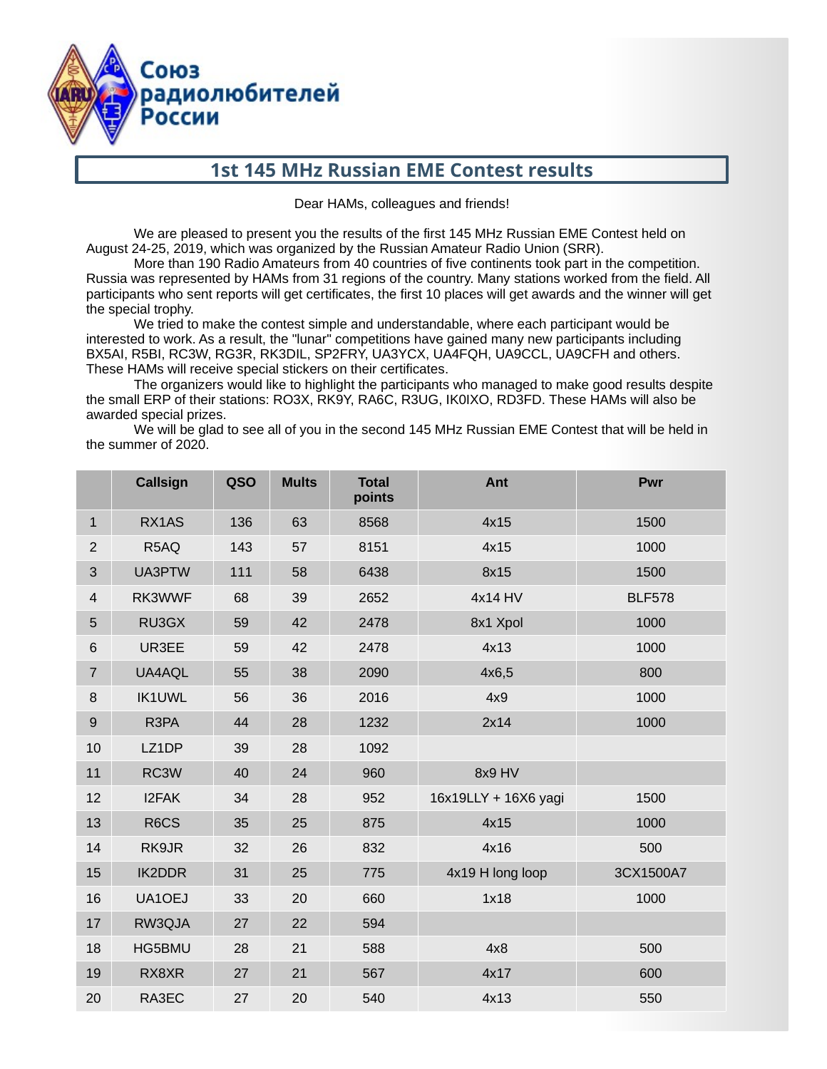Союз радиолюбителей России

# 1st 145 MHz Russian EME Contest results

Dear HAMs, colleagues and friends!

We are pleased to present you the results of the first 145 MHz Russian EME Contest held on August 24-25, 2019, which was organized by the Russian Amateur Radio Union (SRR).

More than 190 Radio Amateurs from 40 countries of five continents took part in the competition. Russia was represented by HAMs from 31 regions of the country. Many stations worked from the field. All participants who sent reports will get certificates, the first 10 places will get awards and the winner will get the special trophy.

We tried to make the contest simple and understandable, where each participant would be interested to work. As a result, the "lunar" competitions have gained many new participants including BX5AI, R5BI, RC3W, RG3R, RK3DIL, SP2FRY, UA3YCX, UA4FQH, UA9CCL, UA9CFH and others. These HAMs will receive special stickers on their certificates.

The organizers would like to highlight the participants who managed to make good results despite the small ERP of their stations: RO3X, RK9Y, RA6C, R3UG, IK0IXO, RD3FD. These HAMs will also be awarded special prizes.

We will be glad to see all of you in the second 145 MHz Russian EME Contest that will be held in the summer of 2020.

| | Callsign | QSO | Mults | Total points | Ant | Pwr |
|---|---|---|---|---|---|---|
| 1 | RX1AS | 136 | 63 | 8568 | 4x15 | 1500 |
| 2 | R5AQ | 143 | 57 | 8151 | 4x15 | 1000 |
| 3 | UA3PTW | 111 | 58 | 6438 | 8x15 | 1500 |
| 4 | RK3WWF | 68 | 39 | 2652 | 4x14 HV | BLF578 |
| 5 | RU3GX | 59 | 42 | 2478 | 8x1 Xpol | 1000 |
| 6 | UR3EE | 59 | 42 | 2478 | 4x13 | 1000 |
| 7 | UA4AQL | 55 | 38 | 2090 | 4x6,5 | 800 |
| 8 | IK1UWL | 56 | 36 | 2016 | 4x9 | 1000 |
| 9 | R3PA | 44 | 28 | 1232 | 2x14 | 1000 |
| 10 | LZ1DP | 39 | 28 | 1092 | | |
| 11 | RC3W | 40 | 24 | 960 | 8x9 HV | |
| 12 | I2FAK | 34 | 28 | 952 | 16x19LLY + 16X6 yagi | 1500 |
| 13 | R6CS | 35 | 25 | 875 | 4x15 | 1000 |
| 14 | RK9JR | 32 | 26 | 832 | 4x16 | 500 |
| 15 | IK2DDR | 31 | 25 | 775 | 4x19 H long loop | 3CX1500A7 |
| 16 | UA1OEJ | 33 | 20 | 660 | 1x18 | 1000 |
| 17 | RW3QJA | 27 | 22 | 594 | | |
| 18 | HG5BMU | 28 | 21 | 588 | 4x8 | 500 |
| 19 | RX8XR | 27 | 21 | 567 | 4x17 | 600 |
| 20 | RA3EC | 27 | 20 | 540 | 4x13 | 550 |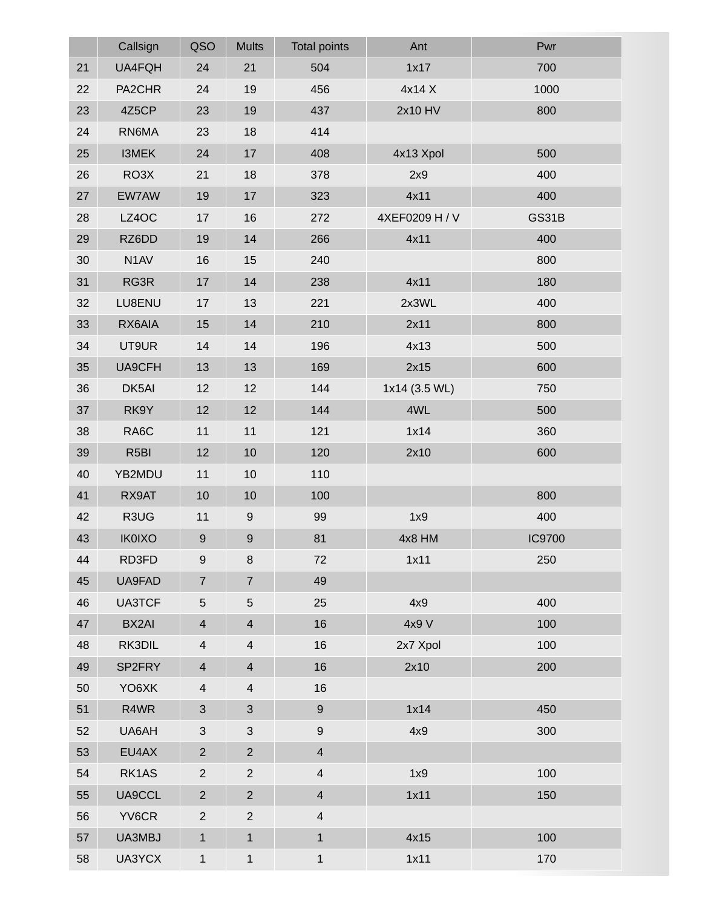| | Callsign | QSO | Mults | Total points | Ant | Pwr |
|---|---|---|---|---|---|---|
| 21 | UA4FQH | 24 | 21 | 504 | 1x17 | 700 |
| 22 | PA2CHR | 24 | 19 | 456 | 4x14 X | 1000 |
| 23 | 4Z5CP | 23 | 19 | 437 | 2x10 HV | 800 |
| 24 | RN6MA | 23 | 18 | 414 | | |
| 25 | I3MEK | 24 | 17 | 408 | 4x13 Xpol | 500 |
| 26 | RO3X | 21 | 18 | 378 | 2x9 | 400 |
| 27 | EW7AW | 19 | 17 | 323 | 4x11 | 400 |
| 28 | LZ4OC | 17 | 16 | 272 | 4XEF0209 H / V | GS31B |
| 29 | RZ6DD | 19 | 14 | 266 | 4x11 | 400 |
| 30 | N1AV | 16 | 15 | 240 | | 800 |
| 31 | RG3R | 17 | 14 | 238 | 4x11 | 180 |
| 32 | LU8ENU | 17 | 13 | 221 | 2x3WL | 400 |
| 33 | RX6AIA | 15 | 14 | 210 | 2x11 | 800 |
| 34 | UT9UR | 14 | 14 | 196 | 4x13 | 500 |
| 35 | UA9CFH | 13 | 13 | 169 | 2x15 | 600 |
| 36 | DK5AI | 12 | 12 | 144 | 1x14 (3.5 WL) | 750 |
| 37 | RK9Y | 12 | 12 | 144 | 4WL | 500 |
| 38 | RA6C | 11 | 11 | 121 | 1x14 | 360 |
| 39 | R5BI | 12 | 10 | 120 | 2x10 | 600 |
| 40 | YB2MDU | 11 | 10 | 110 | | |
| 41 | RX9AT | 10 | 10 | 100 | | 800 |
| 42 | R3UG | 11 | 9 | 99 | 1x9 | 400 |
| 43 | IK0IXO | 9 | 9 | 81 | 4x8 HM | IC9700 |
| 44 | RD3FD | 9 | 8 | 72 | 1x11 | 250 |
| 45 | UA9FAD | 7 | 7 | 49 | | |
| 46 | UA3TCF | 5 | 5 | 25 | 4x9 | 400 |
| 47 | BX2AI | 4 | 4 | 16 | 4x9 V | 100 |
| 48 | RK3DIL | 4 | 4 | 16 | 2x7 Xpol | 100 |
| 49 | SP2FRY | 4 | 4 | 16 | 2x10 | 200 |
| 50 | YO6XK | 4 | 4 | 16 | | |
| 51 | R4WR | 3 | 3 | 9 | 1x14 | 450 |
| 52 | UA6AH | 3 | 3 | 9 | 4x9 | 300 |
| 53 | EU4AX | 2 | 2 | 4 | | |
| 54 | RK1AS | 2 | 2 | 4 | 1x9 | 100 |
| 55 | UA9CCL | 2 | 2 | 4 | 1x11 | 150 |
| 56 | YV6CR | 2 | 2 | 4 | | |
| 57 | UA3MBJ | 1 | 1 | 1 | 4x15 | 100 |
| 58 | UA3YCX | 1 | 1 | 1 | 1x11 | 170 |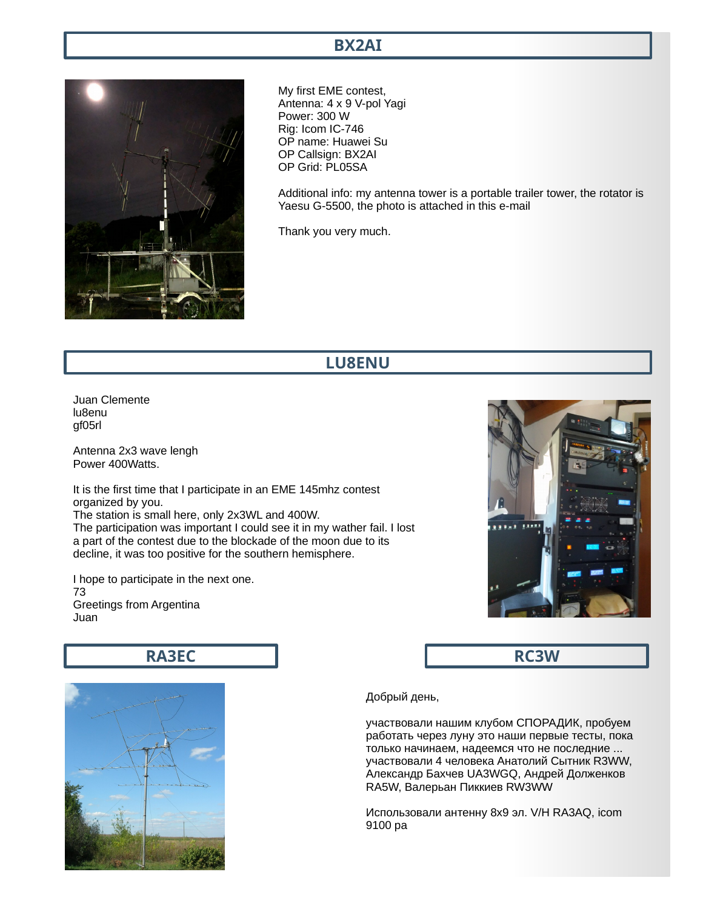## BX2AI

My first EME contest,
Antenna: 4 x 9 V-pol Yagi
Power: 300 W
Rig: Icom IC-746
OP name: Huawei Su
OP Callsign: BX2AI
OP Grid: PL05SA

Additional info: my antenna tower is a portable trailer tower, the rotator is Yaesu G-5500, the photo is attached in this e-mail

Thank you very much.

## LU8ENU

Juan Clemente
lu8enu
gf05rl

Antenna 2x3 wave lengh
Power 400Watts.

It is the first time that I participate in an EME 145mhz contest organized by you.
The station is small here, only 2x3WL and 400W.
The participation was important I could see it in my wather fail. I lost a part of the contest due to the blockade of the moon due to its decline, it was too positive for the southern hemisphere.

I hope to participate in the next one.
73
Greetings from Argentina
Juan

## RA3EC

## RC3W

Добрый день,

участвовали нашим клубом СПОРАДИК, пробуем работать через луну это наши первые тесты, пока только начинаем, надеемся что не последние ...
участвовали 4 человека Анатолий Сытник R3WW, Александр Бахчев UA3WGQ, Андрей Долженков RA5W, Валерьан Пиккиев RW3WW

Использовали антенну 8x9 эл. V/H RA3AQ, icom 9100 pa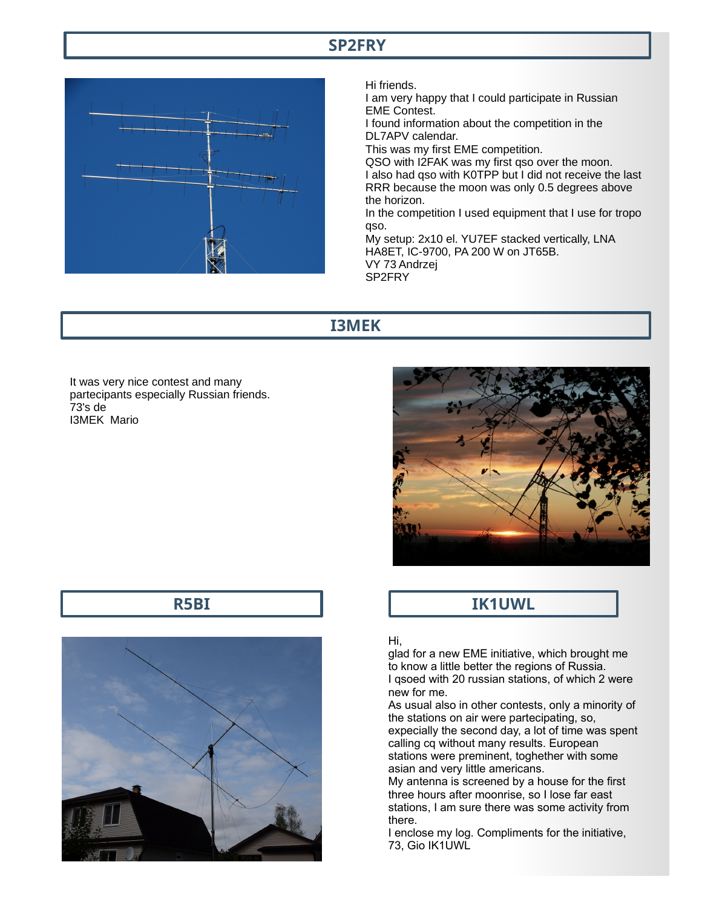## SP2FRY

Hi friends.
I am very happy that I could participate in Russian EME Contest.
I found information about the competition in the DL7APV calendar.
This was my first EME competition.
QSO with I2FAK was my first qso over the moon.
I also had qso with K0TPP but I did not receive the last RRR because the moon was only 0.5 degrees above the horizon.
In the competition I used equipment that I use for tropo qso.
My setup: 2x10 el. YU7EF stacked vertically, LNA HA8ET, IC-9700, PA 200 W on JT65B.
VY 73 Andrzej
SP2FRY

## I3MEK

It was very nice contest and many partecipants especially Russian friends.
73's de
I3MEK Mario

## R5BI

## IK1UWL

Hi,
glad for a new EME initiative, which brought me to know a little better the regions of Russia.
I qsoed with 20 russian stations, of which 2 were new for me.
As usual also in other contests, only a minority of the stations on air were partecipating, so, expecially the second day, a lot of time was spent calling cq without many results. European stations were preminent, toghether with some asian and very little americans.
My antenna is screened by a house for the first three hours after moonrise, so I lose far east stations, I am sure there was some activity from there.
I enclose my log. Compliments for the initiative,
73, Gio IK1UWL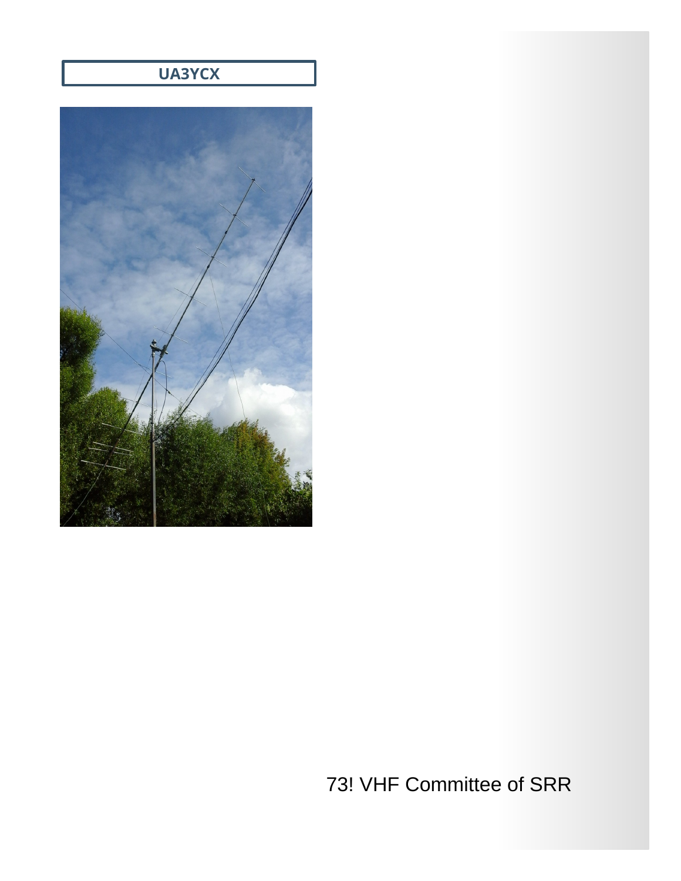**UA3YCX**

73! VHF Committee of SRR